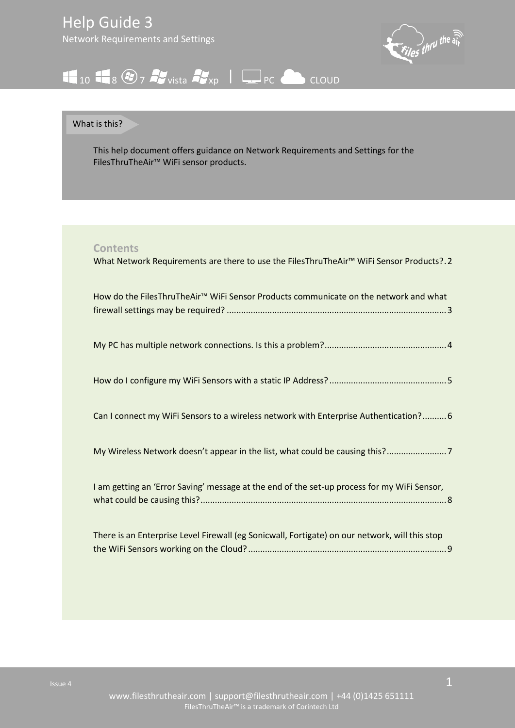# Help Guide 3

Network Requirements and Settings

10 | 8 | 7 | vista | xp | PC | CLOUD

## What is this?

This help document offers guidance on Network Requirements and Settings for the FilesThruTheAir™ WiFi sensor products.

## Contents

What Network Requirements are there to use the FilesThruTheAir™ WiFi Sensor Products? . 2

How do the FilesThruTheAir™ WiFi Sensor Products communicate on the network and what firewall settings may be required? ........................................................................................... 3

My PC has multiple network connections. Is this a problem? .................................................. 4

How do I configure my WiFi Sensors with a static IP Address? ................................................ 5

Can I connect my WiFi Sensors to a wireless network with Enterprise Authentication? .......... 6

My Wireless Network doesn't appear in the list, what could be causing this? ......................... 7

I am getting an 'Error Saving' message at the end of the set-up process for my WiFi Sensor, what could be causing this? ..................................................................................................... 8

There is an Enterprise Level Firewall (eg Sonicwall, Fortigate) on our network, will this stop the WiFi Sensors working on the Cloud? ................................................................................. 9

Issue 4

www.filesthrutheair.com | support@filesthrutheair.com | +44 (0)1425 651111

FilesThruTheAir™ is a trademark of Corintech Ltd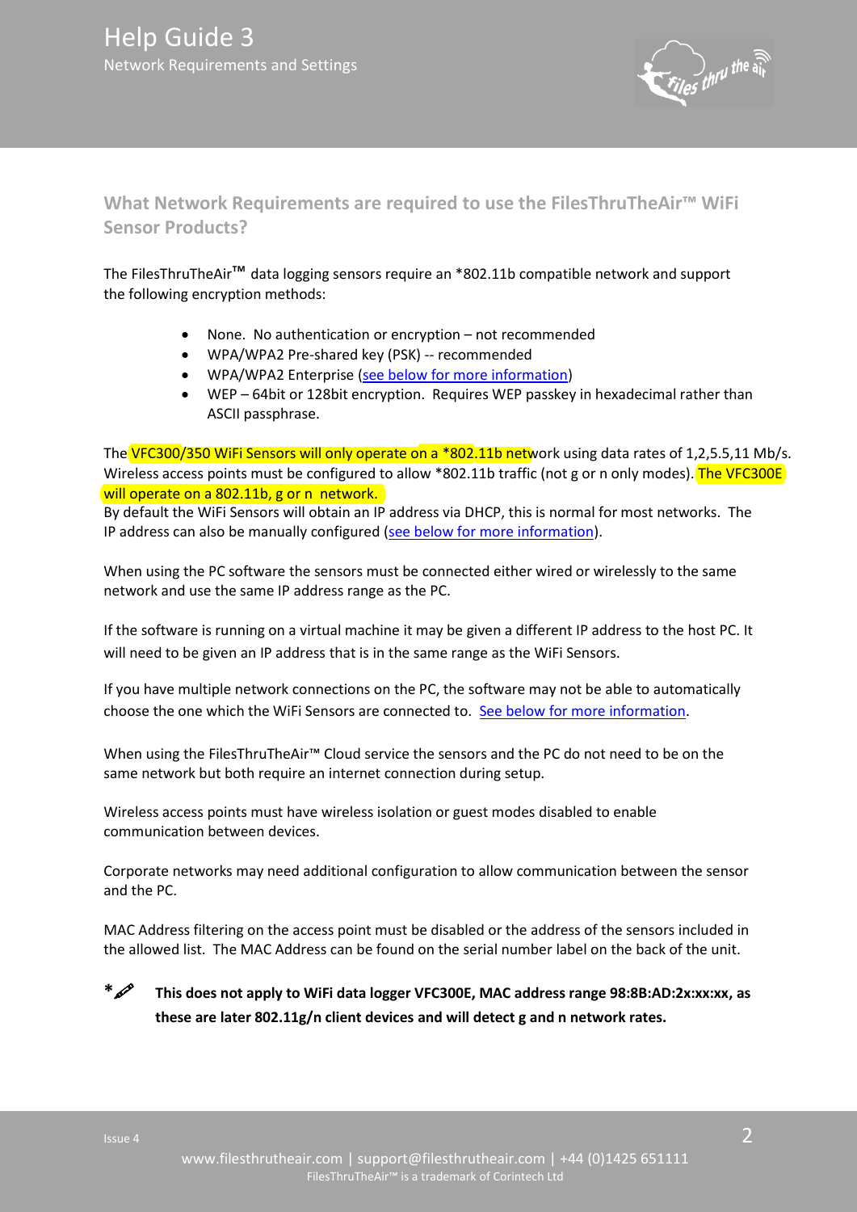## What Network Requirements are required to use the FilesThruTheAir™ WiFi Sensor Products?

The FilesThruTheAir™ data logging sensors require an *802.11b compatible network and support the following encryption methods:

- None. No authentication or encryption – not recommended
- WPA/WPA2 Pre-shared key (PSK) -- recommended
- WPA/WPA2 Enterprise (see below for more information)
- WEP – 64bit or 128bit encryption. Requires WEP passkey in hexadecimal rather than ASCII passphrase.

The VFC300/350 WiFi Sensors will only operate on a *802.11b network using data rates of 1,2,5.5,11 Mb/s. Wireless access points must be configured to allow *802.11b traffic (not g or n only modes). The VFC300E will operate on a 802.11b, g or n network.
By default the WiFi Sensors will obtain an IP address via DHCP, this is normal for most networks. The IP address can also be manually configured (see below for more information).

When using the PC software the sensors must be connected either wired or wirelessly to the same network and use the same IP address range as the PC.

If the software is running on a virtual machine it may be given a different IP address to the host PC. It will need to be given an IP address that is in the same range as the WiFi Sensors.

If you have multiple network connections on the PC, the software may not be able to automatically choose the one which the WiFi Sensors are connected to. See below for more information.

When using the FilesThruTheAir™ Cloud service the sensors and the PC do not need to be on the same network but both require an internet connection during setup.

Wireless access points must have wireless isolation or guest modes disabled to enable communication between devices.

Corporate networks may need additional configuration to allow communication between the sensor and the PC.

MAC Address filtering on the access point must be disabled or the address of the sensors included in the allowed list. The MAC Address can be found on the serial number label on the back of the unit.

* **This does not apply to WiFi data logger VFC300E, MAC address range 98:8B:AD:2x:xx:xx, as these are later 802.11g/n client devices and will detect g and n network rates.**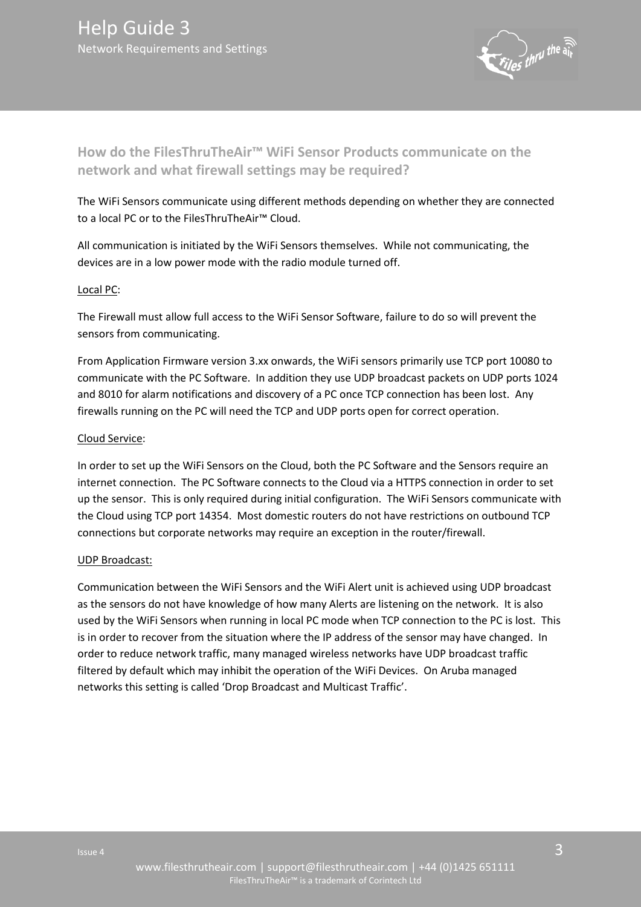## How do the FilesThruTheAir™ WiFi Sensor Products communicate on the network and what firewall settings may be required?

The WiFi Sensors communicate using different methods depending on whether they are connected to a local PC or to the FilesThruTheAir™ Cloud.

All communication is initiated by the WiFi Sensors themselves. While not communicating, the devices are in a low power mode with the radio module turned off.

Local PC:

The Firewall must allow full access to the WiFi Sensor Software, failure to do so will prevent the sensors from communicating.

From Application Firmware version 3.xx onwards, the WiFi sensors primarily use TCP port 10080 to communicate with the PC Software. In addition they use UDP broadcast packets on UDP ports 1024 and 8010 for alarm notifications and discovery of a PC once TCP connection has been lost. Any firewalls running on the PC will need the TCP and UDP ports open for correct operation.

Cloud Service:

In order to set up the WiFi Sensors on the Cloud, both the PC Software and the Sensors require an internet connection. The PC Software connects to the Cloud via a HTTPS connection in order to set up the sensor. This is only required during initial configuration. The WiFi Sensors communicate with the Cloud using TCP port 14354. Most domestic routers do not have restrictions on outbound TCP connections but corporate networks may require an exception in the router/firewall.

UDP Broadcast:

Communication between the WiFi Sensors and the WiFi Alert unit is achieved using UDP broadcast as the sensors do not have knowledge of how many Alerts are listening on the network. It is also used by the WiFi Sensors when running in local PC mode when TCP connection to the PC is lost. This is in order to recover from the situation where the IP address of the sensor may have changed. In order to reduce network traffic, many managed wireless networks have UDP broadcast traffic filtered by default which may inhibit the operation of the WiFi Devices. On Aruba managed networks this setting is called 'Drop Broadcast and Multicast Traffic'.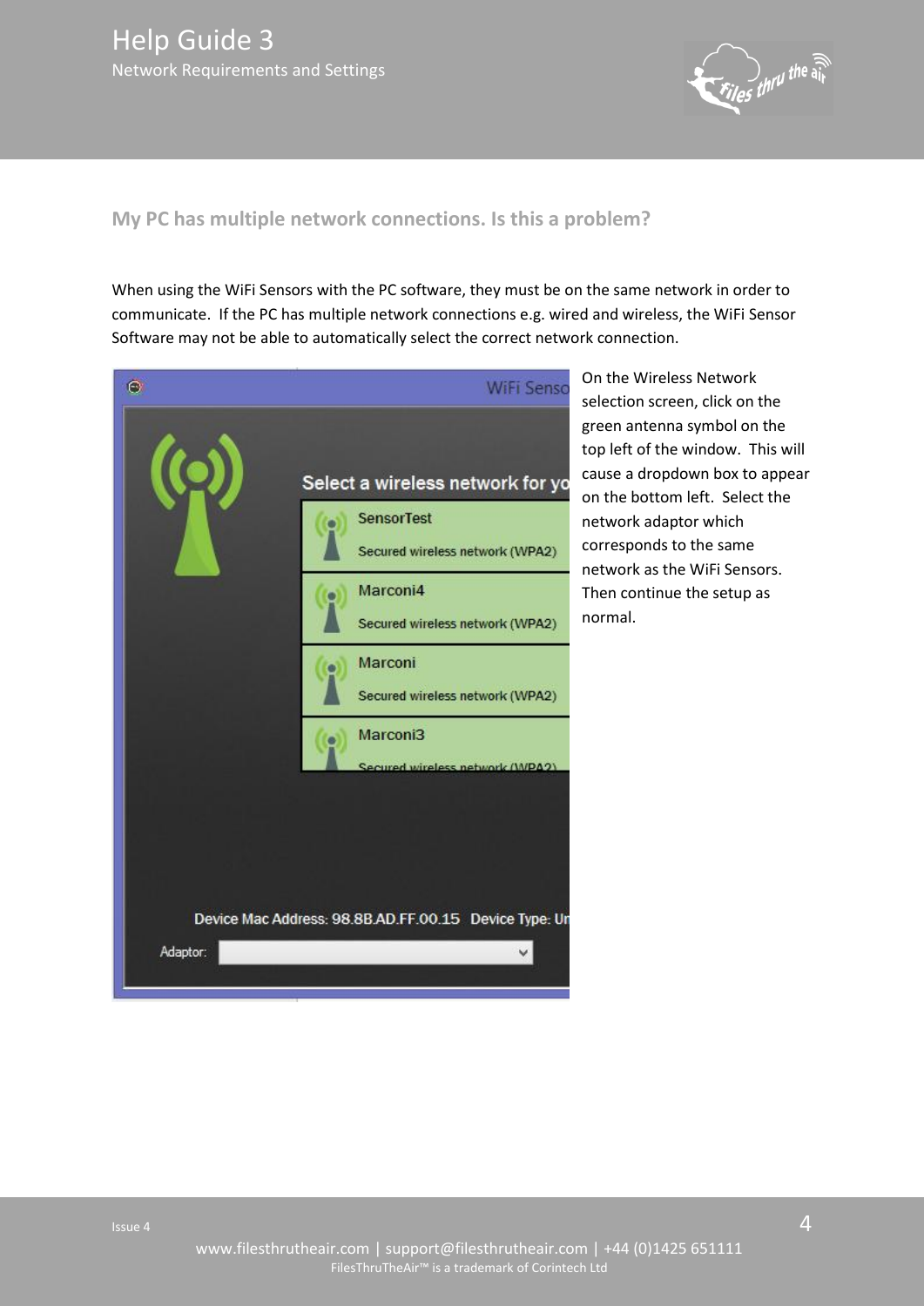## My PC has multiple network connections. Is this a problem?

When using the WiFi Sensors with the PC software, they must be on the same network in order to communicate. If the PC has multiple network connections e.g. wired and wireless, the WiFi Sensor Software may not be able to automatically select the correct network connection.

On the Wireless Network selection screen, click on the green antenna symbol on the top left of the window. This will cause a dropdown box to appear on the bottom left. Select the network adaptor which corresponds to the same network as the WiFi Sensors. Then continue the setup as normal.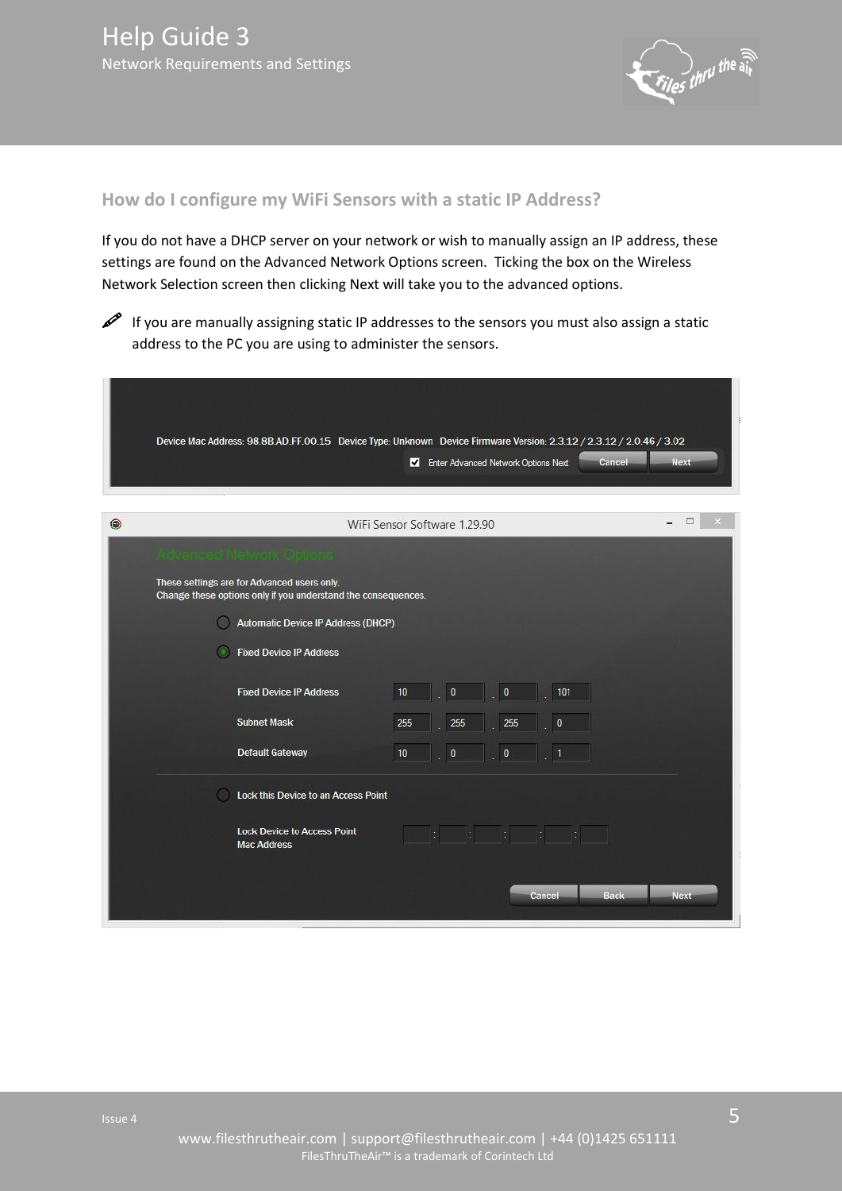## How do I configure my WiFi Sensors with a static IP Address?

If you do not have a DHCP server on your network or wish to manually assign an IP address, these settings are found on the Advanced Network Options screen. Ticking the box on the Wireless Network Selection screen then clicking Next will take you to the advanced options.

If you are manually assigning static IP addresses to the sensors you must also assign a static address to the PC you are using to administer the sensors.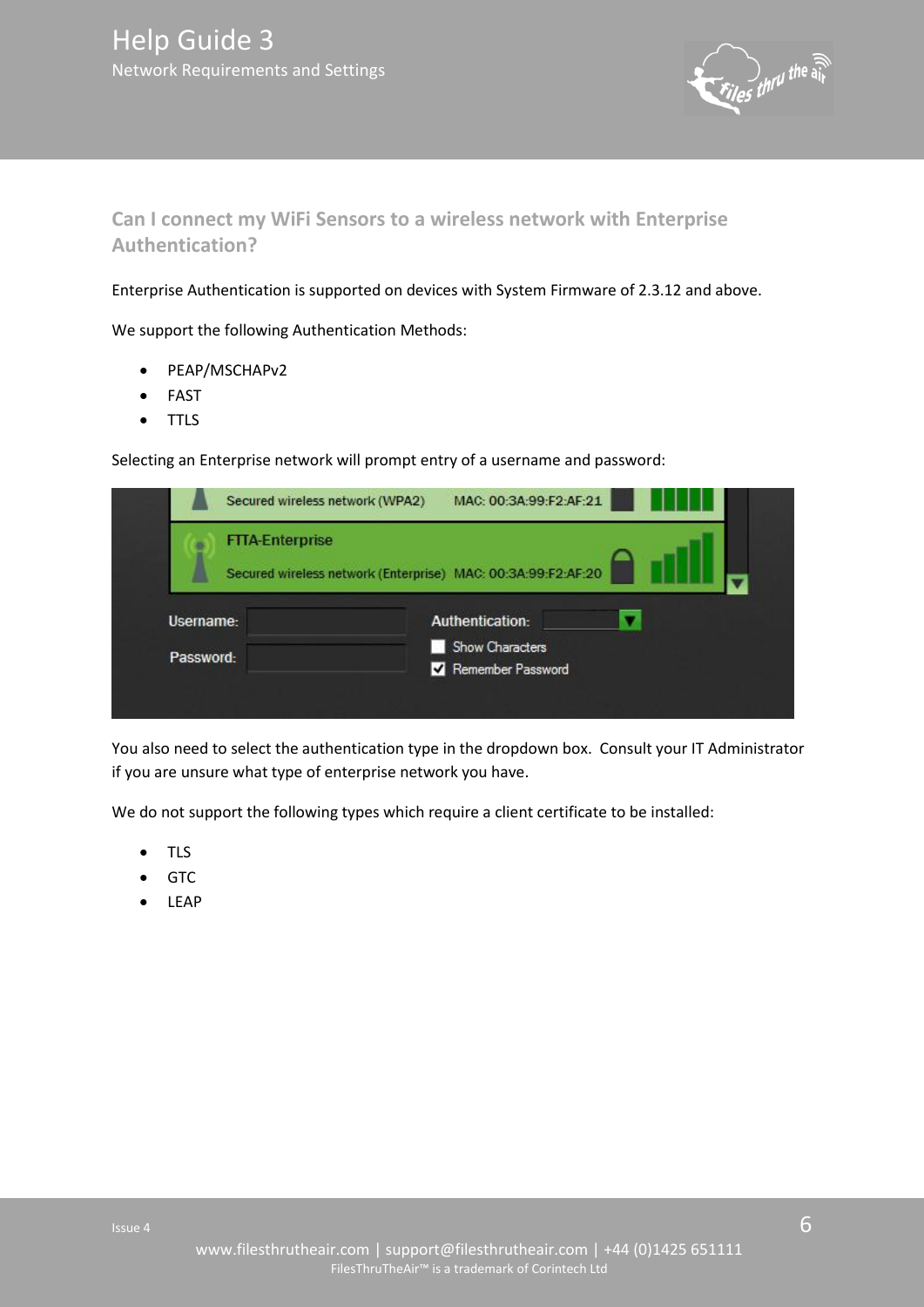## Can I connect my WiFi Sensors to a wireless network with Enterprise Authentication?

Enterprise Authentication is supported on devices with System Firmware of 2.3.12 and above.

We support the following Authentication Methods:

- PEAP/MSCHAPv2
- FAST
- TTLS

Selecting an Enterprise network will prompt entry of a username and password:

You also need to select the authentication type in the dropdown box. Consult your IT Administrator if you are unsure what type of enterprise network you have.

We do not support the following types which require a client certificate to be installed:

- TLS
- GTC
- LEAP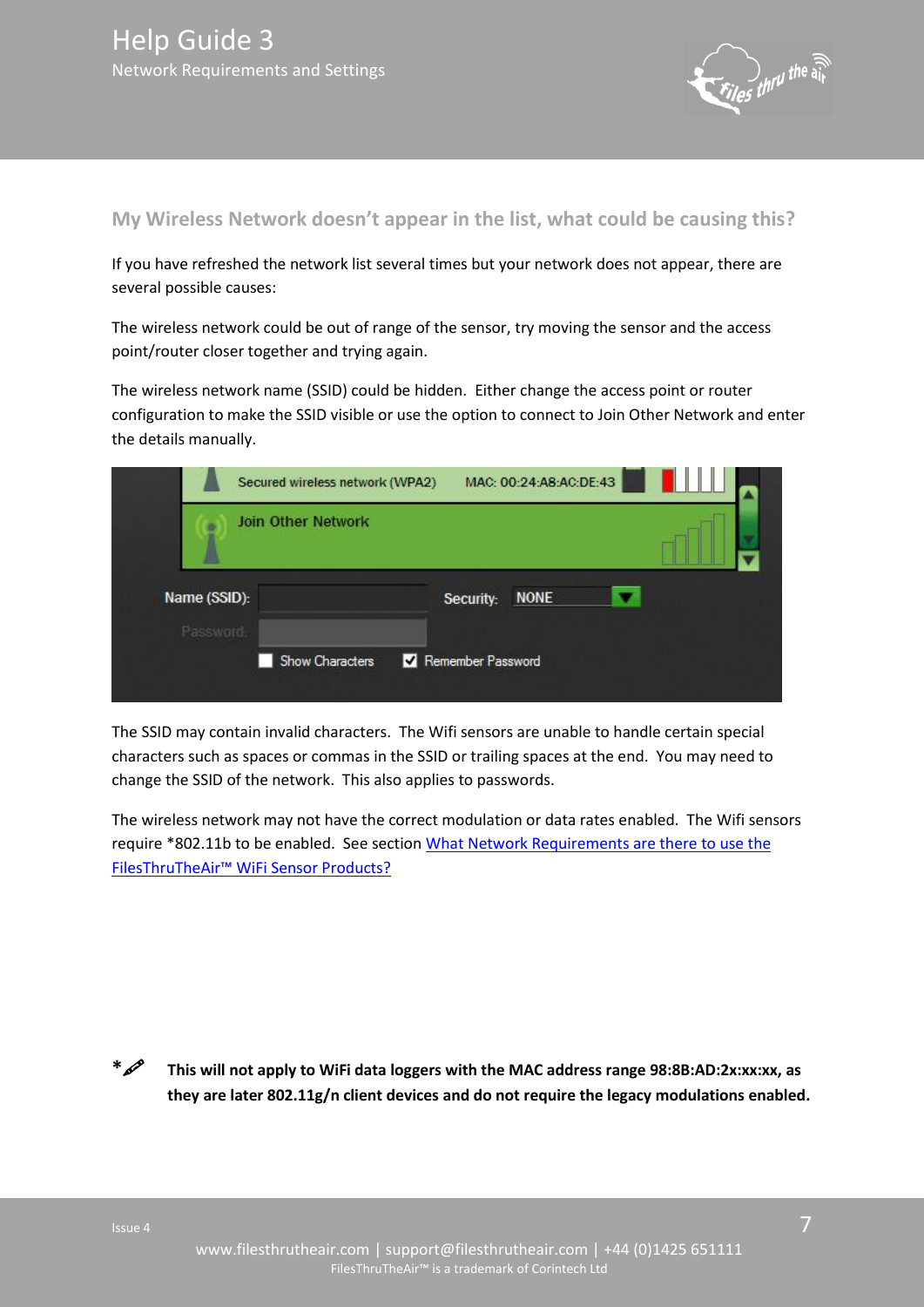## My Wireless Network doesn't appear in the list, what could be causing this?

If you have refreshed the network list several times but your network does not appear, there are several possible causes:

The wireless network could be out of range of the sensor, try moving the sensor and the access point/router closer together and trying again.

The wireless network name (SSID) could be hidden. Either change the access point or router configuration to make the SSID visible or use the option to connect to Join Other Network and enter the details manually.

The SSID may contain invalid characters. The Wifi sensors are unable to handle certain special characters such as spaces or commas in the SSID or trailing spaces at the end. You may need to change the SSID of the network. This also applies to passwords.

The wireless network may not have the correct modulation or data rates enabled. The Wifi sensors require *802.11b to be enabled. See section [What Network Requirements are there to use the FilesThruTheAir™ WiFi Sensor Products?]

**This will not apply to WiFi data loggers with the MAC address range 98:8B:AD:2x:xx:xx, as they are later 802.11g/n client devices and do not require the legacy modulations enabled.**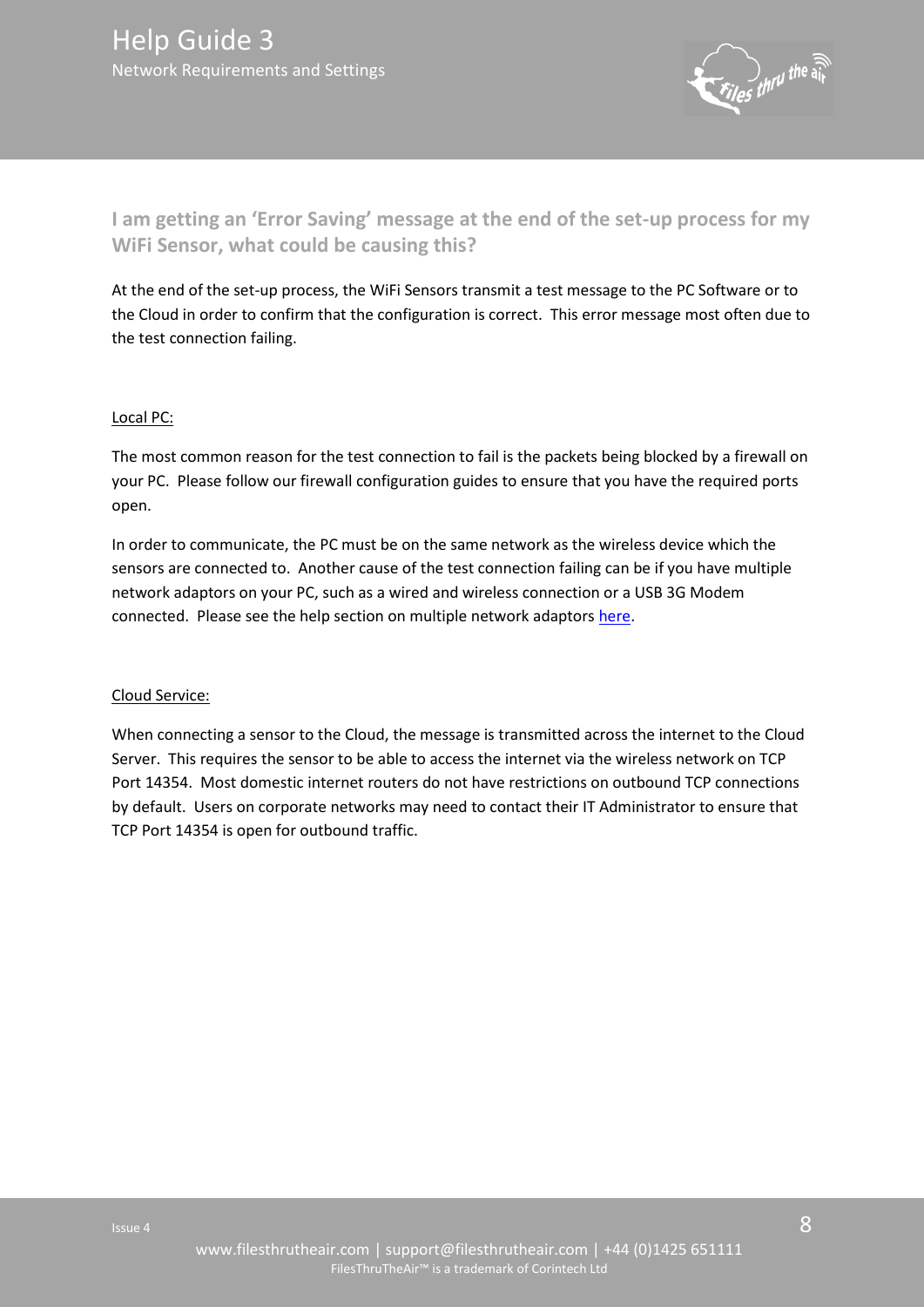## I am getting an 'Error Saving' message at the end of the set-up process for my WiFi Sensor, what could be causing this?

At the end of the set-up process, the WiFi Sensors transmit a test message to the PC Software or to the Cloud in order to confirm that the configuration is correct. This error message most often due to the test connection failing.

Local PC:

The most common reason for the test connection to fail is the packets being blocked by a firewall on your PC. Please follow our firewall configuration guides to ensure that you have the required ports open.

In order to communicate, the PC must be on the same network as the wireless device which the sensors are connected to. Another cause of the test connection failing can be if you have multiple network adaptors on your PC, such as a wired and wireless connection or a USB 3G Modem connected. Please see the help section on multiple network adaptors here.

Cloud Service:

When connecting a sensor to the Cloud, the message is transmitted across the internet to the Cloud Server. This requires the sensor to be able to access the internet via the wireless network on TCP Port 14354. Most domestic internet routers do not have restrictions on outbound TCP connections by default. Users on corporate networks may need to contact their IT Administrator to ensure that TCP Port 14354 is open for outbound traffic.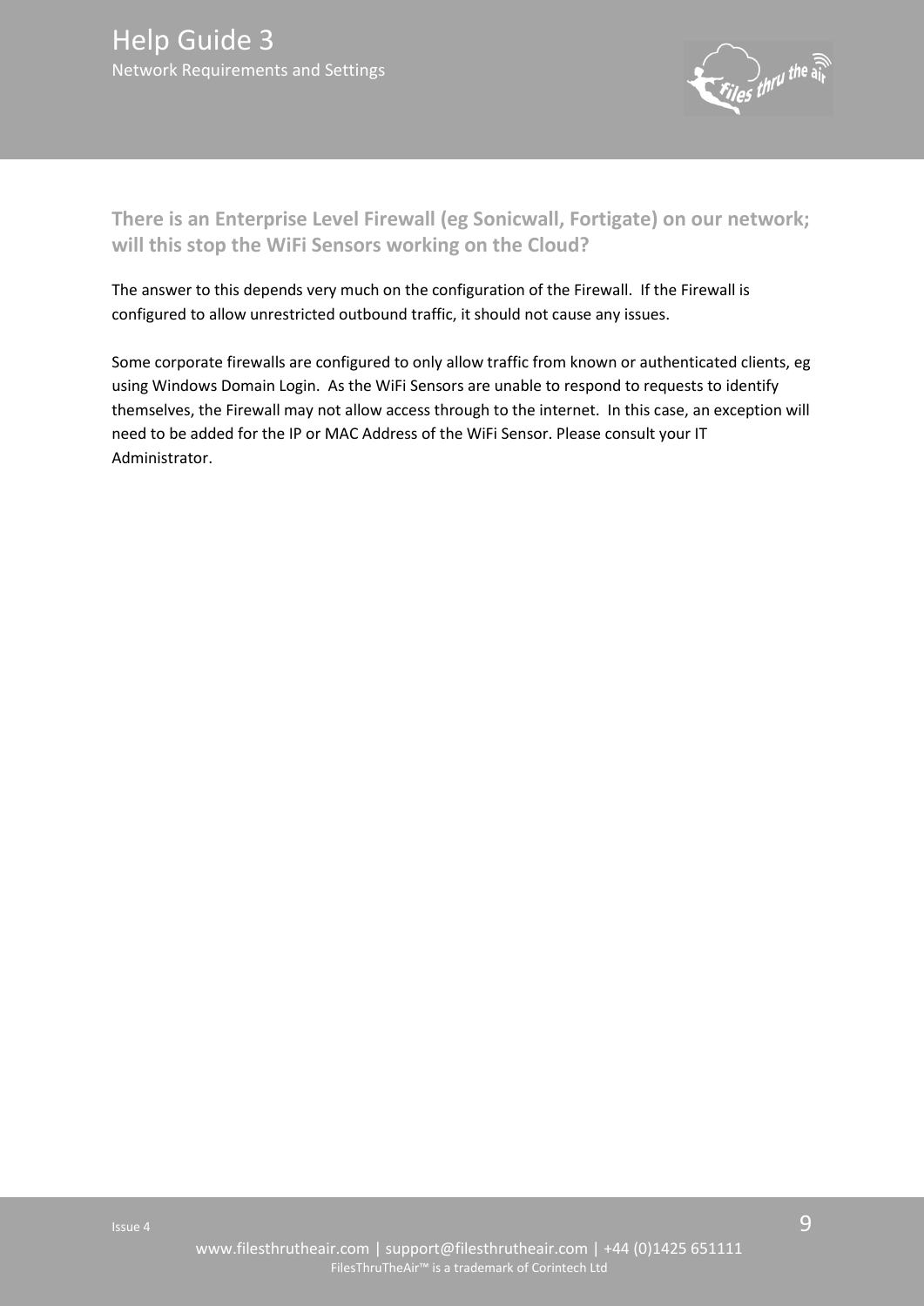## There is an Enterprise Level Firewall (eg Sonicwall, Fortigate) on our network; will this stop the WiFi Sensors working on the Cloud?

The answer to this depends very much on the configuration of the Firewall. If the Firewall is configured to allow unrestricted outbound traffic, it should not cause any issues.

Some corporate firewalls are configured to only allow traffic from known or authenticated clients, eg using Windows Domain Login. As the WiFi Sensors are unable to respond to requests to identify themselves, the Firewall may not allow access through to the internet. In this case, an exception will need to be added for the IP or MAC Address of the WiFi Sensor. Please consult your IT Administrator.